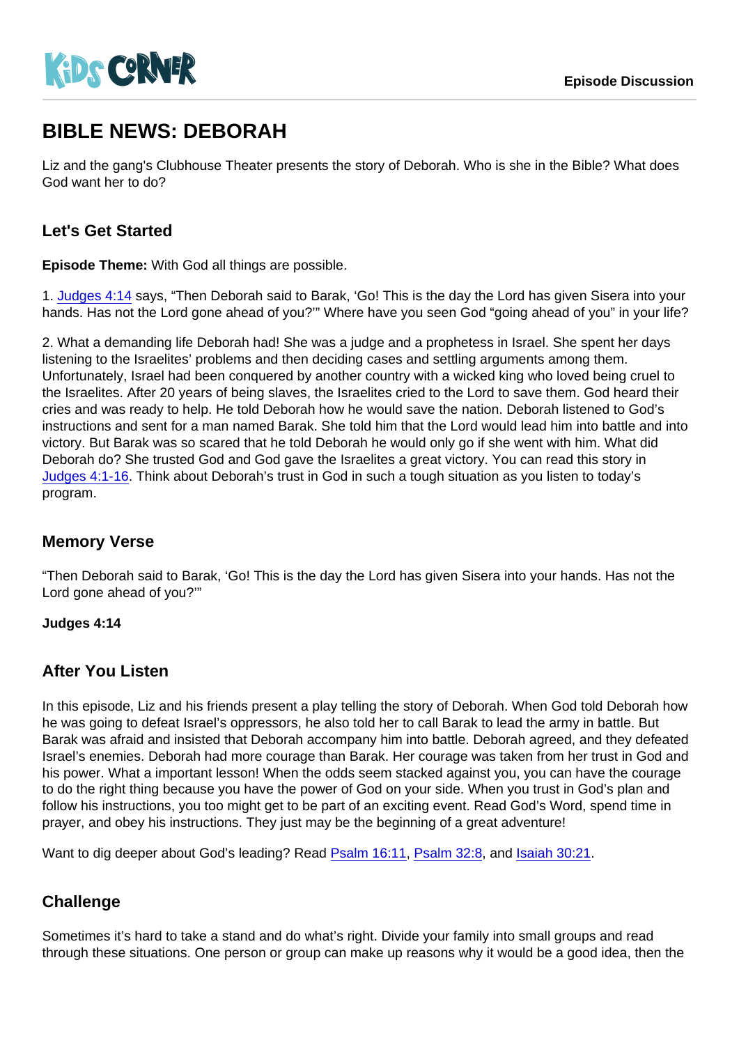# BIBLE NEWS: DEBORAH

Liz and the gang's Clubhouse Theater presents the story of Deborah. Who is she in the Bible? What does God want her to do?

## Let's Get Started

**Episode Theme:** With God all things are possible.

1. Judges 4:14 says, “Then Deborah said to Barak, ‘Go! This is the day the Lord has given Sisera into your hands. Has not the Lord gone ahead of you?’” Where have you seen God “going ahead of you” in your life?

2. What a demanding life Deborah had! She was a judge and a prophetess in Israel. She spent her days listening to the Israelites' problems and then deciding cases and settling arguments among them. Unfortunately, Israel had been conquered by another country with a wicked king who loved being cruel to the Israelites. After 20 years of being slaves, the Israelites cried to the Lord to save them. God heard their cries and was ready to help. He told Deborah how he would save the nation. Deborah listened to God's instructions and sent for a man named Barak. She told him that the Lord would lead him into battle and into victory. But Barak was so scared that he told Deborah he would only go if she went with him. What did Deborah do? She trusted God and God gave the Israelites a great victory. You can read this story in Judges 4:1-16. Think about Deborah's trust in God in such a tough situation as you listen to today's program.

## Memory Verse

“Then Deborah said to Barak, ‘Go! This is the day the Lord has given Sisera into your hands. Has not the Lord gone ahead of you?’”

**Judges 4:14**

## After You Listen

In this episode, Liz and his friends present a play telling the story of Deborah. When God told Deborah how he was going to defeat Israel's oppressors, he also told her to call Barak to lead the army in battle. But Barak was afraid and insisted that Deborah accompany him into battle. Deborah agreed, and they defeated Israel's enemies. Deborah had more courage than Barak. Her courage was taken from her trust in God and his power. What a important lesson! When the odds seem stacked against you, you can have the courage to do the right thing because you have the power of God on your side. When you trust in God's plan and follow his instructions, you too might get to be part of an exciting event. Read God's Word, spend time in prayer, and obey his instructions. They just may be the beginning of a great adventure!

Want to dig deeper about God's leading? Read Psalm 16:11, Psalm 32:8, and Isaiah 30:21.

## Challenge

Sometimes it's hard to take a stand and do what's right. Divide your family into small groups and read through these situations. One person or group can make up reasons why it would be a good idea, then the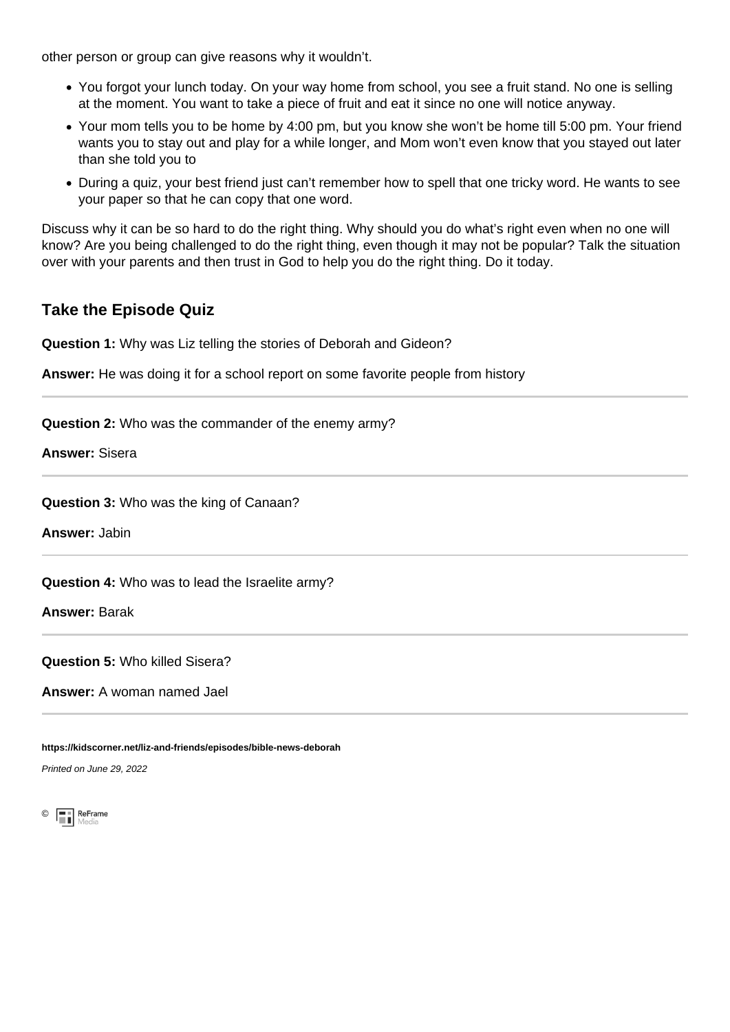other person or group can give reasons why it wouldn't.

- You forgot your lunch today. On your way home from school, you see a fruit stand. No one is selling at the moment. You want to take a piece of fruit and eat it since no one will notice anyway.
- Your mom tells you to be home by 4:00 pm, but you know she won't be home till 5:00 pm. Your friend wants you to stay out and play for a while longer, and Mom won't even know that you stayed out later than she told you to
- During a quiz, your best friend just can't remember how to spell that one tricky word. He wants to see your paper so that he can copy that one word.

Discuss why it can be so hard to do the right thing. Why should you do what's right even when no one will know? Are you being challenged to do the right thing, even though it may not be popular? Talk the situation over with your parents and then trust in God to help you do the right thing. Do it today.

## Take the Episode Quiz

**Question 1:** Why was Liz telling the stories of Deborah and Gideon?

**Answer:** He was doing it for a school report on some favorite people from history

---

**Question 2:** Who was the commander of the enemy army?

**Answer:** Sisera

---

**Question 3:** Who was the king of Canaan?

**Answer:** Jabin

---

**Question 4:** Who was to lead the Israelite army?

**Answer:** Barak

---

**Question 5:** Who killed Sisera?

**Answer:** A woman named Jael

---

**https://kidscorner.net/liz-and-friends/episodes/bible-news-deborah**

*Printed on June 29, 2022*

© ReFrame Media